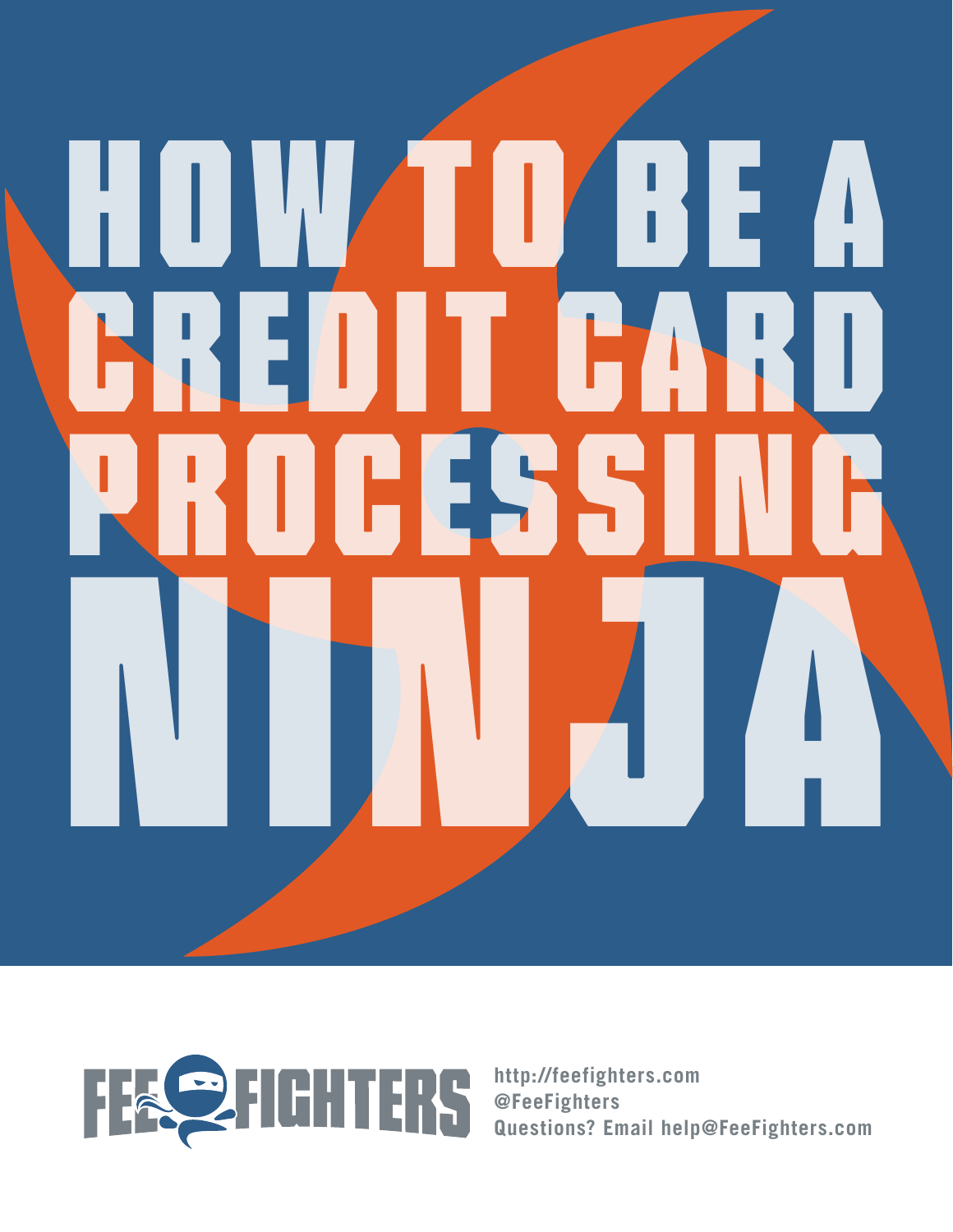# HOW TO BE A CREDIT CARD PROCESSING NINJA

FEE FIGHTERS

http://feefighters.com
@FeeFighters
Questions? Email help@FeeFighters.com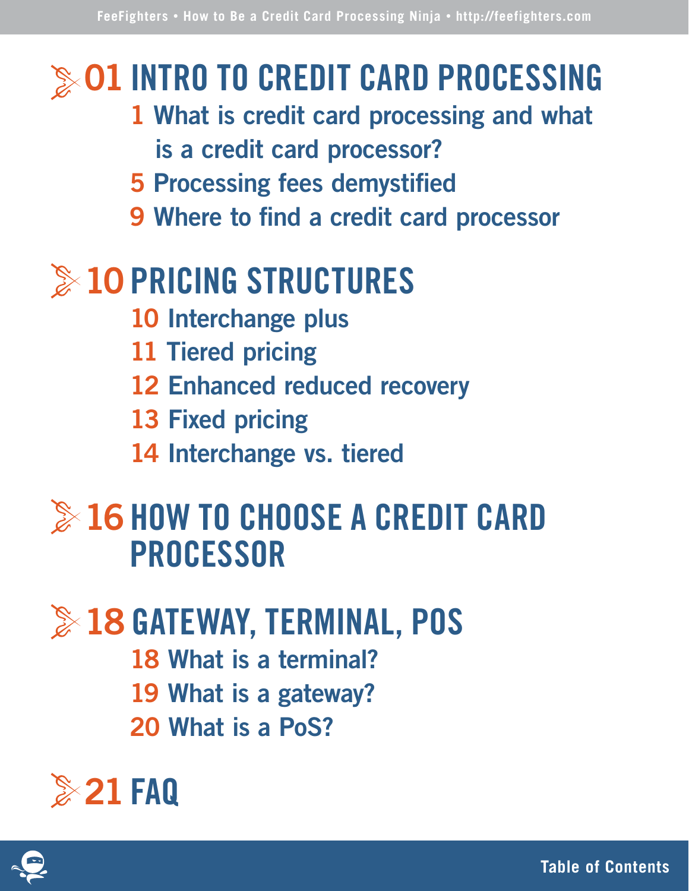## 01 INTRO TO CREDIT CARD PROCESSING

- 1 What is credit card processing and what is a credit card processor?
- 5 Processing fees demystified
- 9 Where to find a credit card processor

## 10 PRICING STRUCTURES

- 10 Interchange plus
- 11 Tiered pricing
- 12 Enhanced reduced recovery
- 13 Fixed pricing
- 14 Interchange vs. tiered

## 16 HOW TO CHOOSE A CREDIT CARD PROCESSOR

## 18 GATEWAY, TERMINAL, POS

- 18 What is a terminal?
- 19 What is a gateway?
- 20 What is a PoS?

## 21 FAQ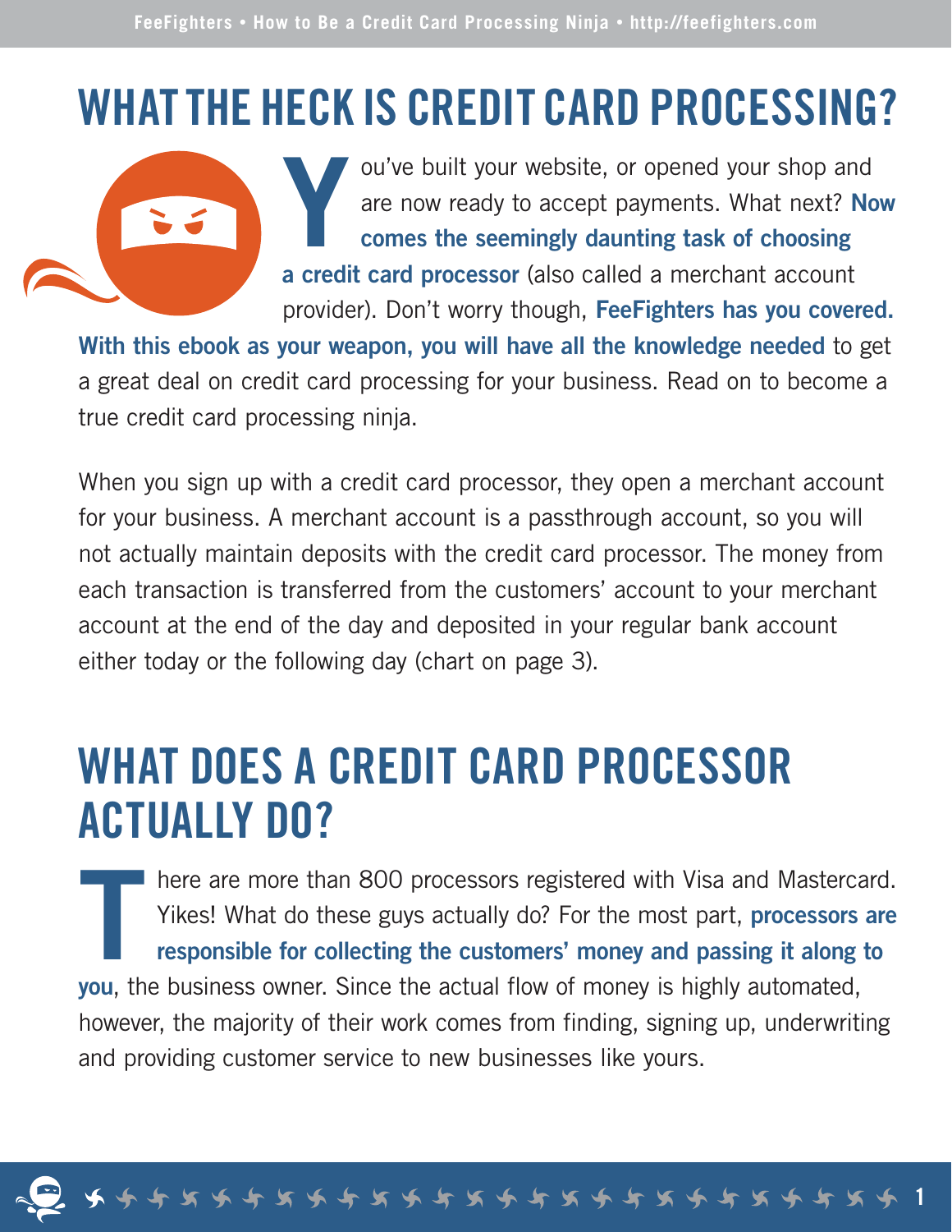# WHAT THE HECK IS CREDIT CARD PROCESSING?

You've built your website, or opened your shop and are now ready to accept payments. What next? **Now comes the seemingly daunting task of choosing a credit card processor** (also called a merchant account provider). Don't worry though, **FeeFighters has you covered. With this ebook as your weapon, you will have all the knowledge needed** to get a great deal on credit card processing for your business. Read on to become a true credit card processing ninja.

When you sign up with a credit card processor, they open a merchant account for your business. A merchant account is a passthrough account, so you will not actually maintain deposits with the credit card processor. The money from each transaction is transferred from the customers' account to your merchant account at the end of the day and deposited in your regular bank account either today or the following day (chart on page 3).

# WHAT DOES A CREDIT CARD PROCESSOR ACTUALLY DO?

There are more than 800 processors registered with Visa and Mastercard. Yikes! What do these guys actually do? For the most part, **processors are responsible for collecting the customers' money and passing it along to you**, the business owner. Since the actual flow of money is highly automated, however, the majority of their work comes from finding, signing up, underwriting and providing customer service to new businesses like yours.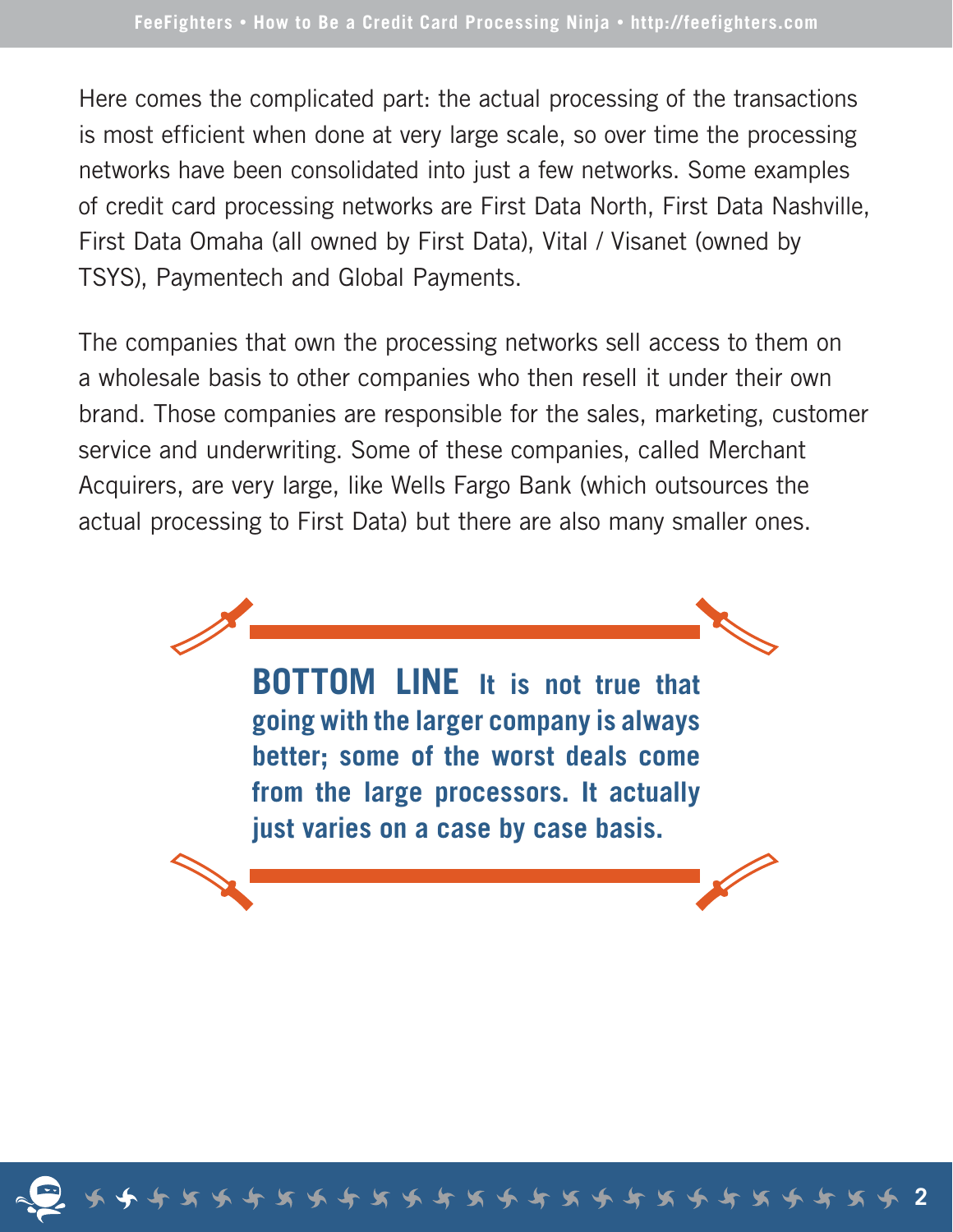Here comes the complicated part: the actual processing of the transactions is most efficient when done at very large scale, so over time the processing networks have been consolidated into just a few networks. Some examples of credit card processing networks are First Data North, First Data Nashville, First Data Omaha (all owned by First Data), Vital / Visanet (owned by TSYS), Paymentech and Global Payments.

The companies that own the processing networks sell access to them on a wholesale basis to other companies who then resell it under their own brand. Those companies are responsible for the sales, marketing, customer service and underwriting. Some of these companies, called Merchant Acquirers, are very large, like Wells Fargo Bank (which outsources the actual processing to First Data) but there are also many smaller ones.

**BOTTOM LINE It is not true that going with the larger company is always better; some of the worst deals come from the large processors. It actually just varies on a case by case basis.**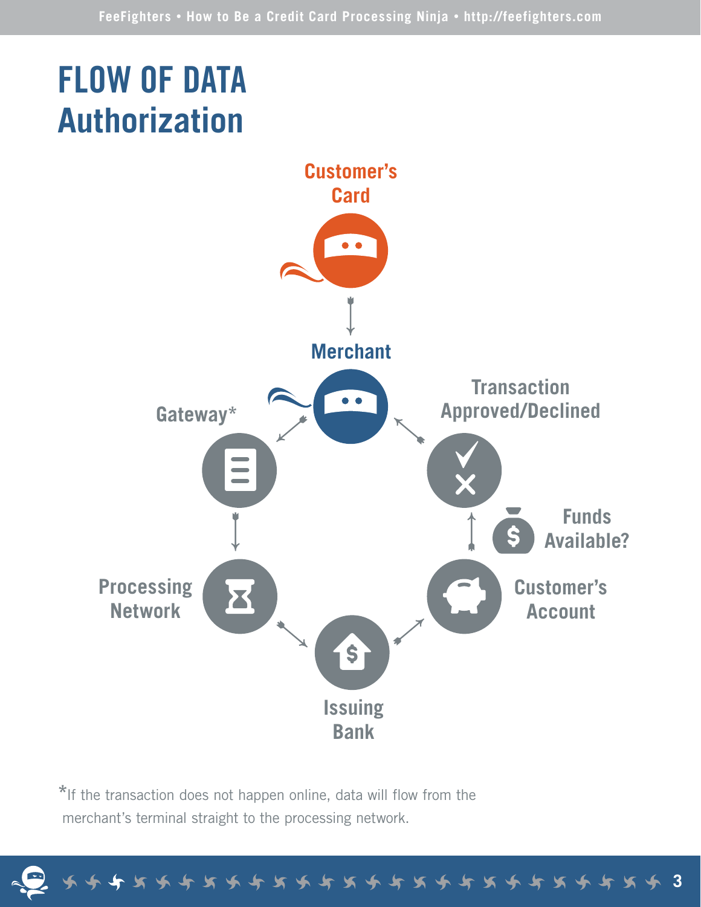# FLOW OF DATA
## Authorization

Customer's Card

Merchant

Gateway*

Processing Network

Issuing Bank

Customer's Account

Funds Available?

Transaction Approved/Declined

*If the transaction does not happen online, data will flow from the merchant's terminal straight to the processing network.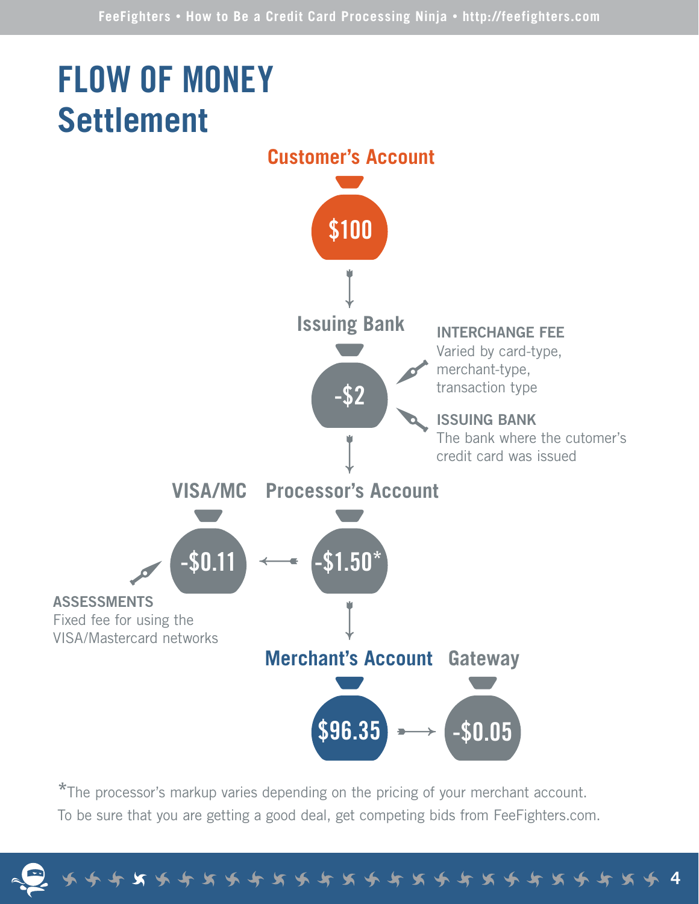# FLOW OF MONEY
## Settlement

**Customer's Account**

$100

**Issuing Bank**

-$2

**INTERCHANGE FEE**
Varied by card-type, merchant-type, transaction type

**ISSUING BANK**
The bank where the cutomer's credit card was issued

**Processor's Account**

-$1.50*

**VISA/MC**

-$0.11

**ASSESSMENTS**
Fixed fee for using the VISA/Mastercard networks

**Merchant's Account**

$96.35

**Gateway**

-$0.05

*The processor's markup varies depending on the pricing of your merchant account. To be sure that you are getting a good deal, get competing bids from FeeFighters.com.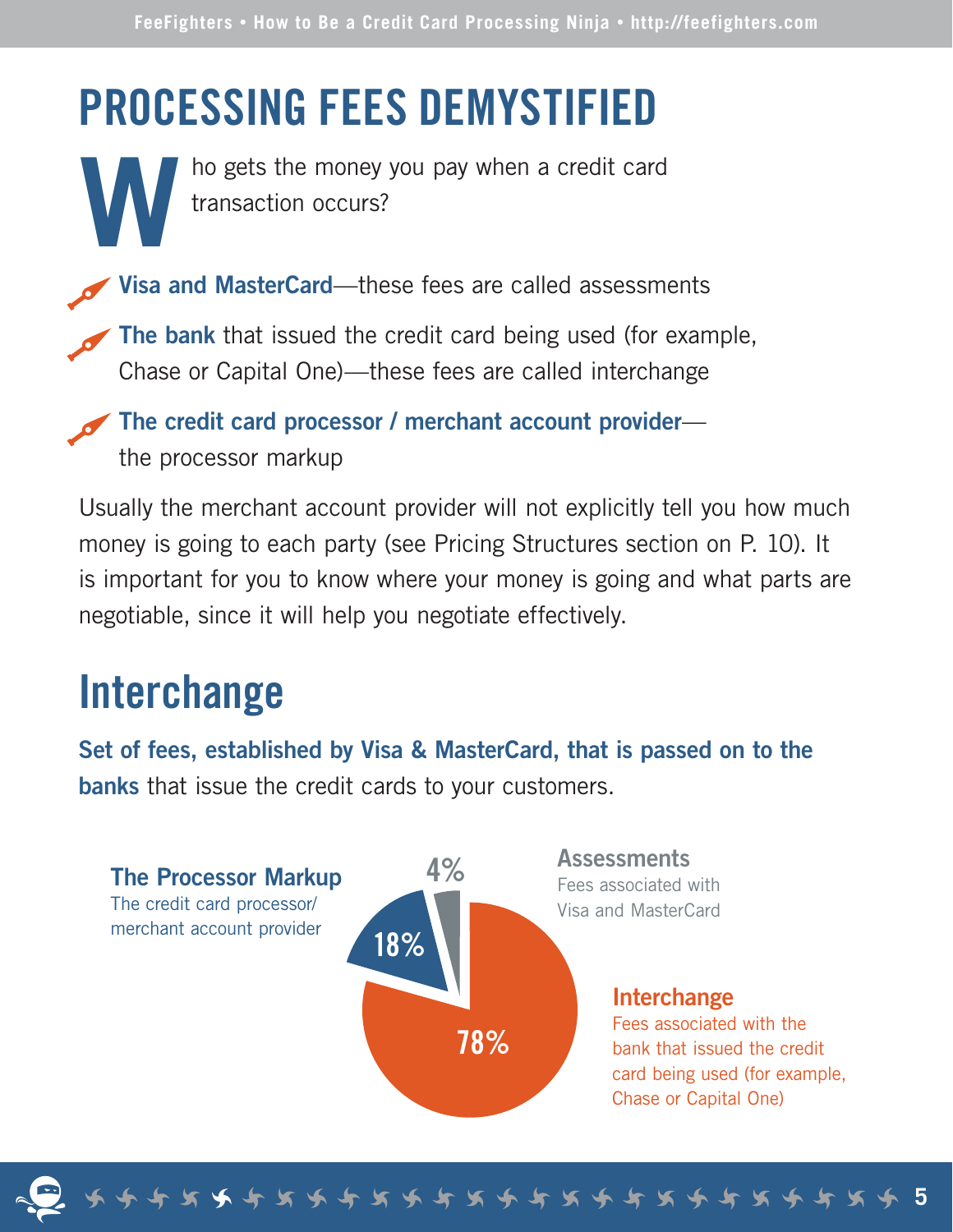# PROCESSING FEES DEMYSTIFIED

Who gets the money you pay when a credit card transaction occurs?

- **Visa and MasterCard**—these fees are called assessments
- **The bank** that issued the credit card being used (for example, Chase or Capital One)—these fees are called interchange
- **The credit card processor / merchant account provider**—the processor markup

Usually the merchant account provider will not explicitly tell you how much money is going to each party (see Pricing Structures section on P. 10). It is important for you to know where your money is going and what parts are negotiable, since it will help you negotiate effectively.

## Interchange

**Set of fees, established by Visa & MasterCard, that is passed on to the banks** that issue the credit cards to your customers.

**The Processor Markup**
The credit card processor/ merchant account provider

18%

4%

**Assessments**
Fees associated with Visa and MasterCard

78%

**Interchange**
Fees associated with the bank that issued the credit card being used (for example, Chase or Capital One)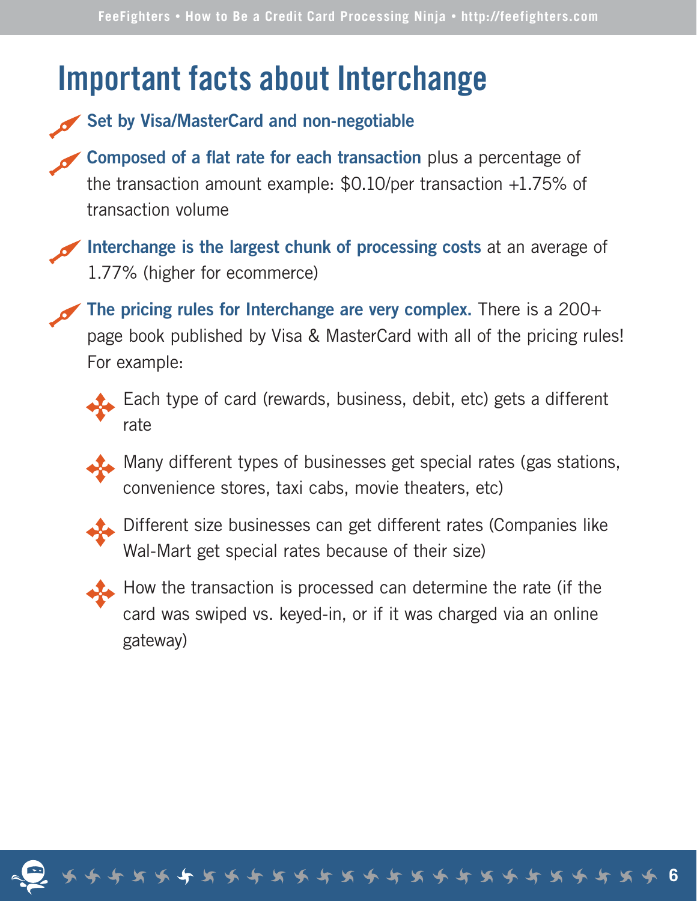# Important facts about Interchange

- **Set by Visa/MasterCard and non-negotiable**
- **Composed of a flat rate for each transaction** plus a percentage of the transaction amount example: $0.10/per transaction +1.75% of transaction volume
- **Interchange is the largest chunk of processing costs** at an average of 1.77% (higher for ecommerce)
- **The pricing rules for Interchange are very complex.** There is a 200+ page book published by Visa & MasterCard with all of the pricing rules! For example:
  - Each type of card (rewards, business, debit, etc) gets a different rate
  - Many different types of businesses get special rates (gas stations, convenience stores, taxi cabs, movie theaters, etc)
  - Different size businesses can get different rates (Companies like Wal-Mart get special rates because of their size)
  - How the transaction is processed can determine the rate (if the card was swiped vs. keyed-in, or if it was charged via an online gateway)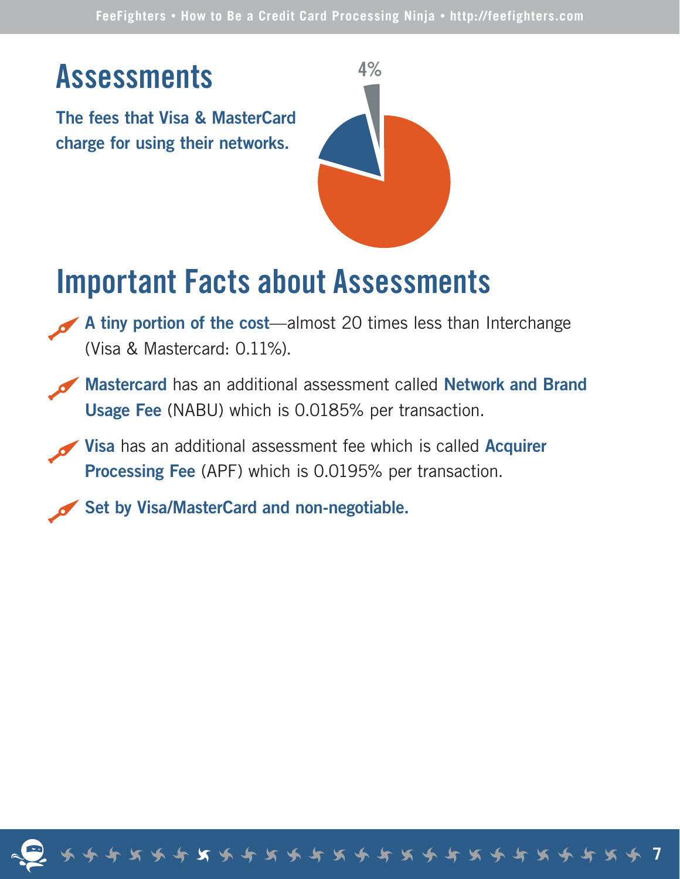# Assessments

**The fees that Visa & MasterCard charge for using their networks.**

4%

## Important Facts about Assessments

- **A tiny portion of the cost**—almost 20 times less than Interchange (Visa & Mastercard: 0.11%).
- **Mastercard** has an additional assessment called **Network and Brand Usage Fee** (NABU) which is 0.0185% per transaction.
- **Visa** has an additional assessment fee which is called **Acquirer Processing Fee** (APF) which is 0.0195% per transaction.
- **Set by Visa/MasterCard and non-negotiable.**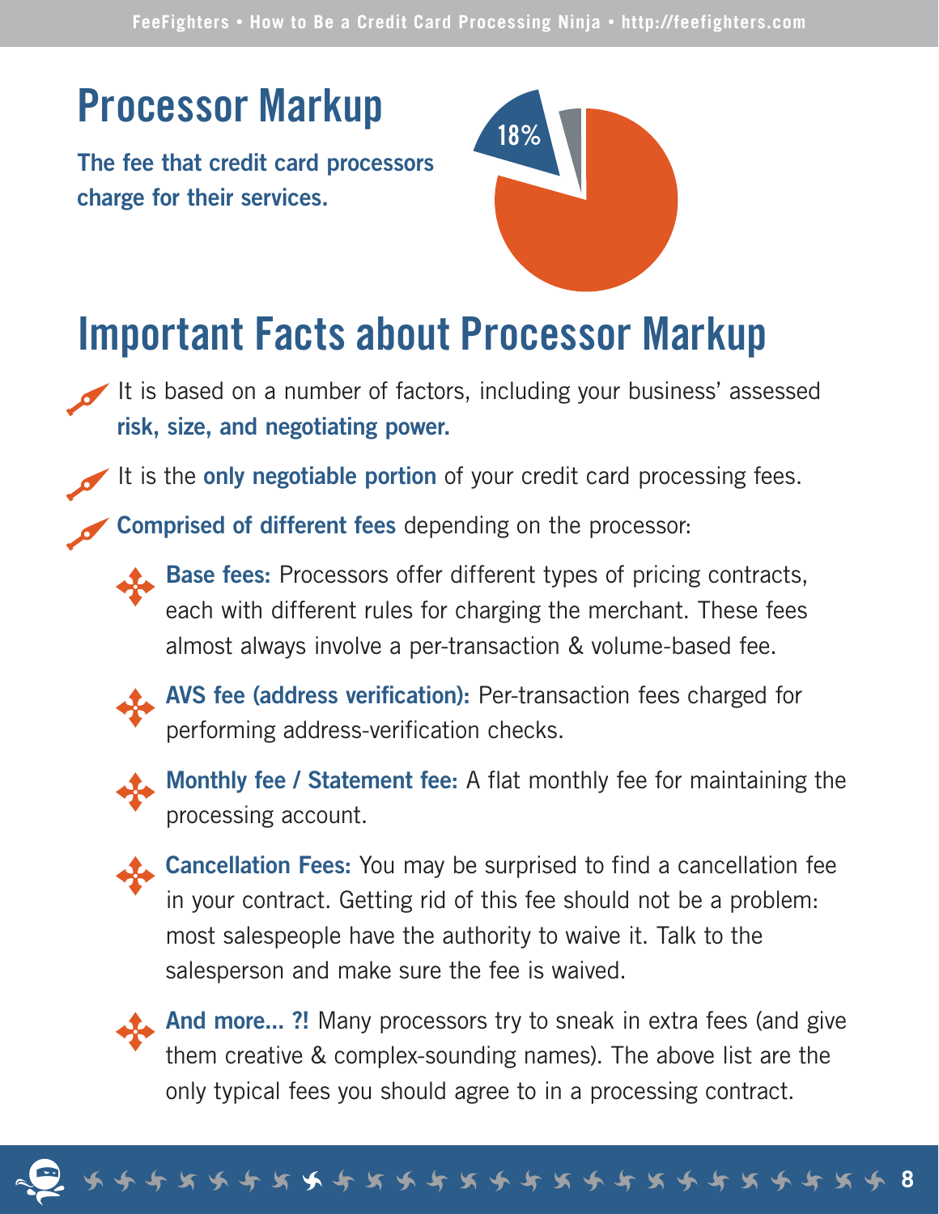# Processor Markup

**The fee that credit card processors charge for their services.**

18%

# Important Facts about Processor Markup

- It is based on a number of factors, including your business' assessed **risk, size, and negotiating power.**
- It is the **only negotiable portion** of your credit card processing fees.
- **Comprised of different fees** depending on the processor:
  - **Base fees:** Processors offer different types of pricing contracts, each with different rules for charging the merchant. These fees almost always involve a per-transaction & volume-based fee.
  - **AVS fee (address verification):** Per-transaction fees charged for performing address-verification checks.
  - **Monthly fee / Statement fee:** A flat monthly fee for maintaining the processing account.
  - **Cancellation Fees:** You may be surprised to find a cancellation fee in your contract. Getting rid of this fee should not be a problem: most salespeople have the authority to waive it. Talk to the salesperson and make sure the fee is waived.
  - **And more... ?!** Many processors try to sneak in extra fees (and give them creative & complex-sounding names). The above list are the only typical fees you should agree to in a processing contract.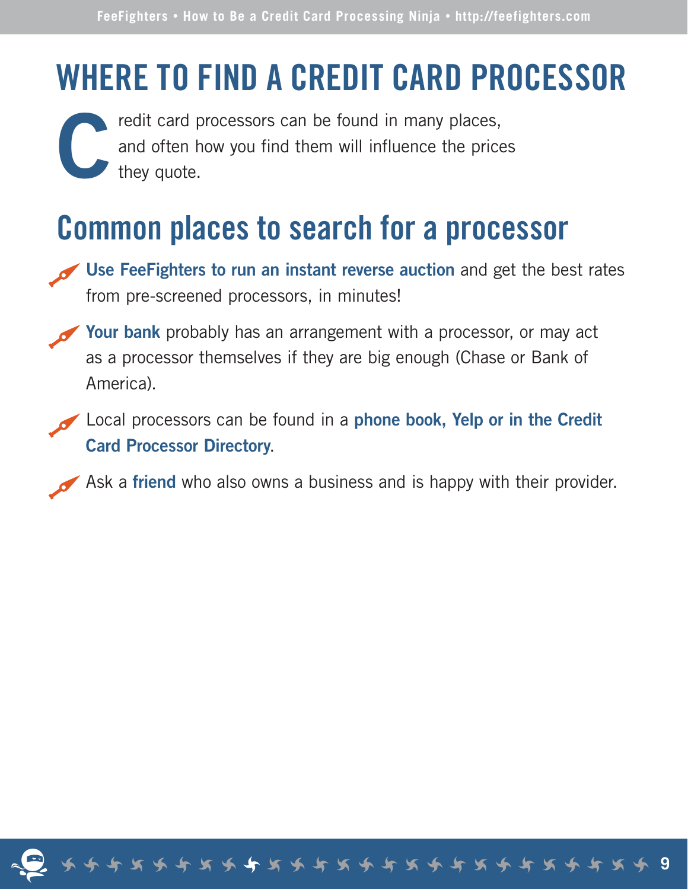# WHERE TO FIND A CREDIT CARD PROCESSOR

Credit card processors can be found in many places, and often how you find them will influence the prices they quote.

## Common places to search for a processor

- **Use FeeFighters to run an instant reverse auction** and get the best rates from pre-screened processors, in minutes!
- **Your bank** probably has an arrangement with a processor, or may act as a processor themselves if they are big enough (Chase or Bank of America).
- Local processors can be found in a **phone book, Yelp or in the Credit Card Processor Directory**.
- Ask a **friend** who also owns a business and is happy with their provider.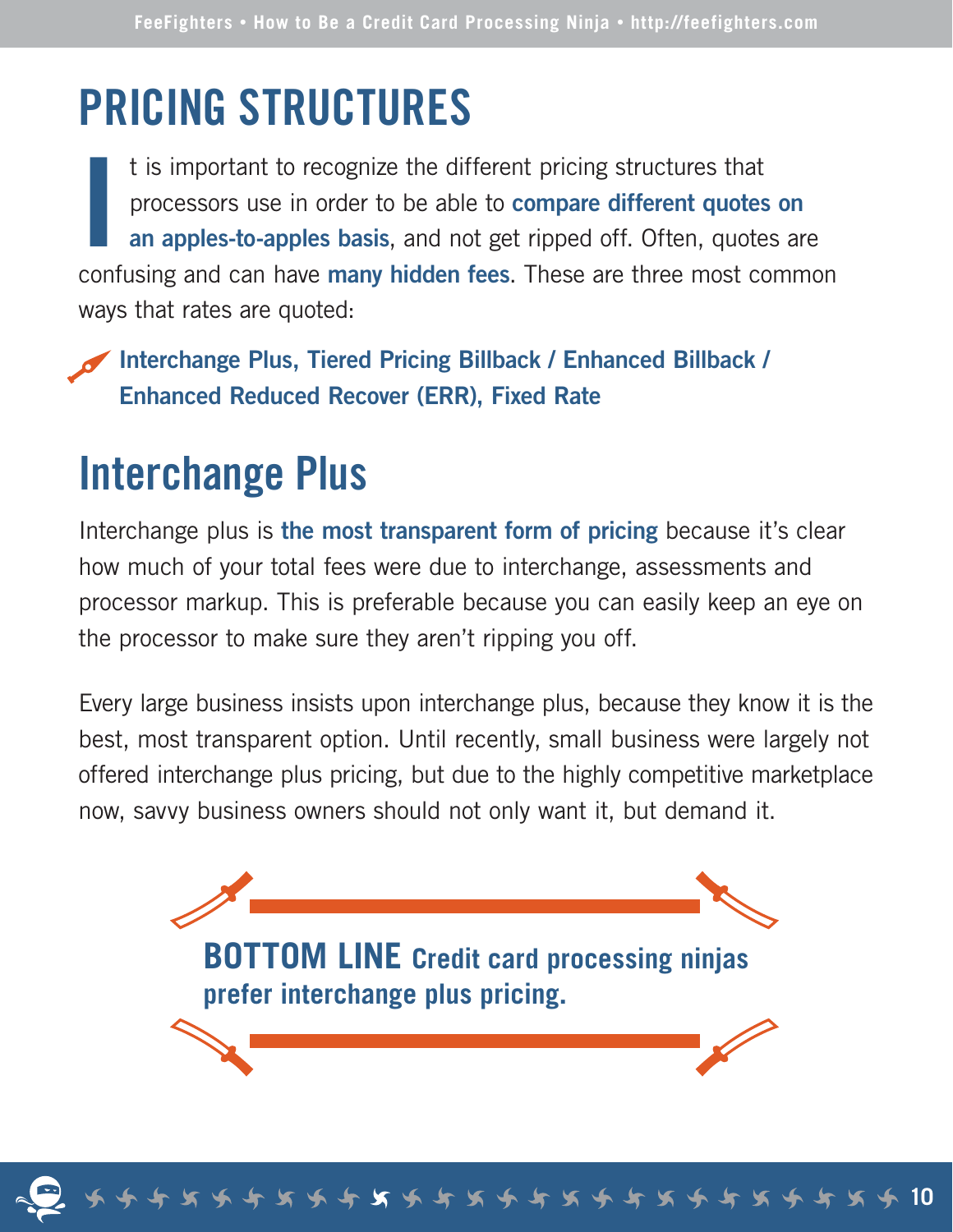# PRICING STRUCTURES

It is important to recognize the different pricing structures that processors use in order to be able to **compare different quotes on an apples-to-apples basis**, and not get ripped off. Often, quotes are confusing and can have **many hidden fees**. These are three most common ways that rates are quoted:

- **Interchange Plus, Tiered Pricing Billback / Enhanced Billback / Enhanced Reduced Recover (ERR), Fixed Rate**

## Interchange Plus

Interchange plus is **the most transparent form of pricing** because it's clear how much of your total fees were due to interchange, assessments and processor markup. This is preferable because you can easily keep an eye on the processor to make sure they aren't ripping you off.

Every large business insists upon interchange plus, because they know it is the best, most transparent option. Until recently, small business were largely not offered interchange plus pricing, but due to the highly competitive marketplace now, savvy business owners should not only want it, but demand it.

**BOTTOM LINE Credit card processing ninjas prefer interchange plus pricing.**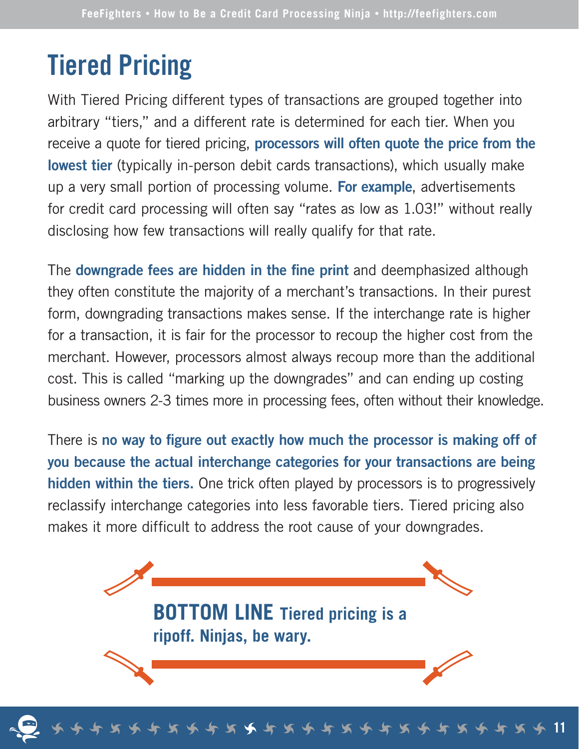# Tiered Pricing

With Tiered Pricing different types of transactions are grouped together into arbitrary "tiers," and a different rate is determined for each tier. When you receive a quote for tiered pricing, **processors will often quote the price from the lowest tier** (typically in-person debit cards transactions), which usually make up a very small portion of processing volume. **For example**, advertisements for credit card processing will often say "rates as low as 1.03!" without really disclosing how few transactions will really qualify for that rate.

The **downgrade fees are hidden in the fine print** and deemphasized although they often constitute the majority of a merchant's transactions. In their purest form, downgrading transactions makes sense. If the interchange rate is higher for a transaction, it is fair for the processor to recoup the higher cost from the merchant. However, processors almost always recoup more than the additional cost. This is called "marking up the downgrades" and can ending up costing business owners 2-3 times more in processing fees, often without their knowledge.

There is **no way to figure out exactly how much the processor is making off of you because the actual interchange categories for your transactions are being hidden within the tiers.** One trick often played by processors is to progressively reclassify interchange categories into less favorable tiers. Tiered pricing also makes it more difficult to address the root cause of your downgrades.

**BOTTOM LINE Tiered pricing is a ripoff. Ninjas, be wary.**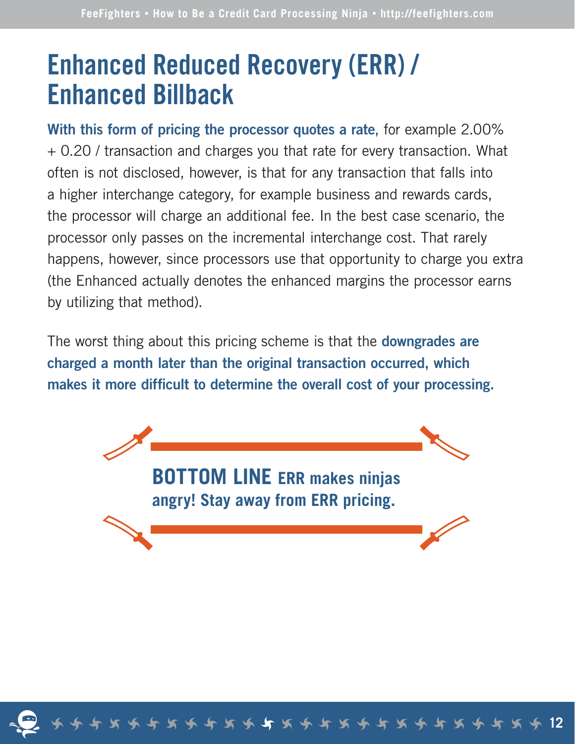# Enhanced Reduced Recovery (ERR) / Enhanced Billback

**With this form of pricing the processor quotes a rate**, for example 2.00% + 0.20 / transaction and charges you that rate for every transaction. What often is not disclosed, however, is that for any transaction that falls into a higher interchange category, for example business and rewards cards, the processor will charge an additional fee. In the best case scenario, the processor only passes on the incremental interchange cost. That rarely happens, however, since processors use that opportunity to charge you extra (the Enhanced actually denotes the enhanced margins the processor earns by utilizing that method).

The worst thing about this pricing scheme is that the **downgrades are charged a month later than the original transaction occurred, which makes it more difficult to determine the overall cost of your processing.**

**BOTTOM LINE** **ERR makes ninjas angry! Stay away from ERR pricing.**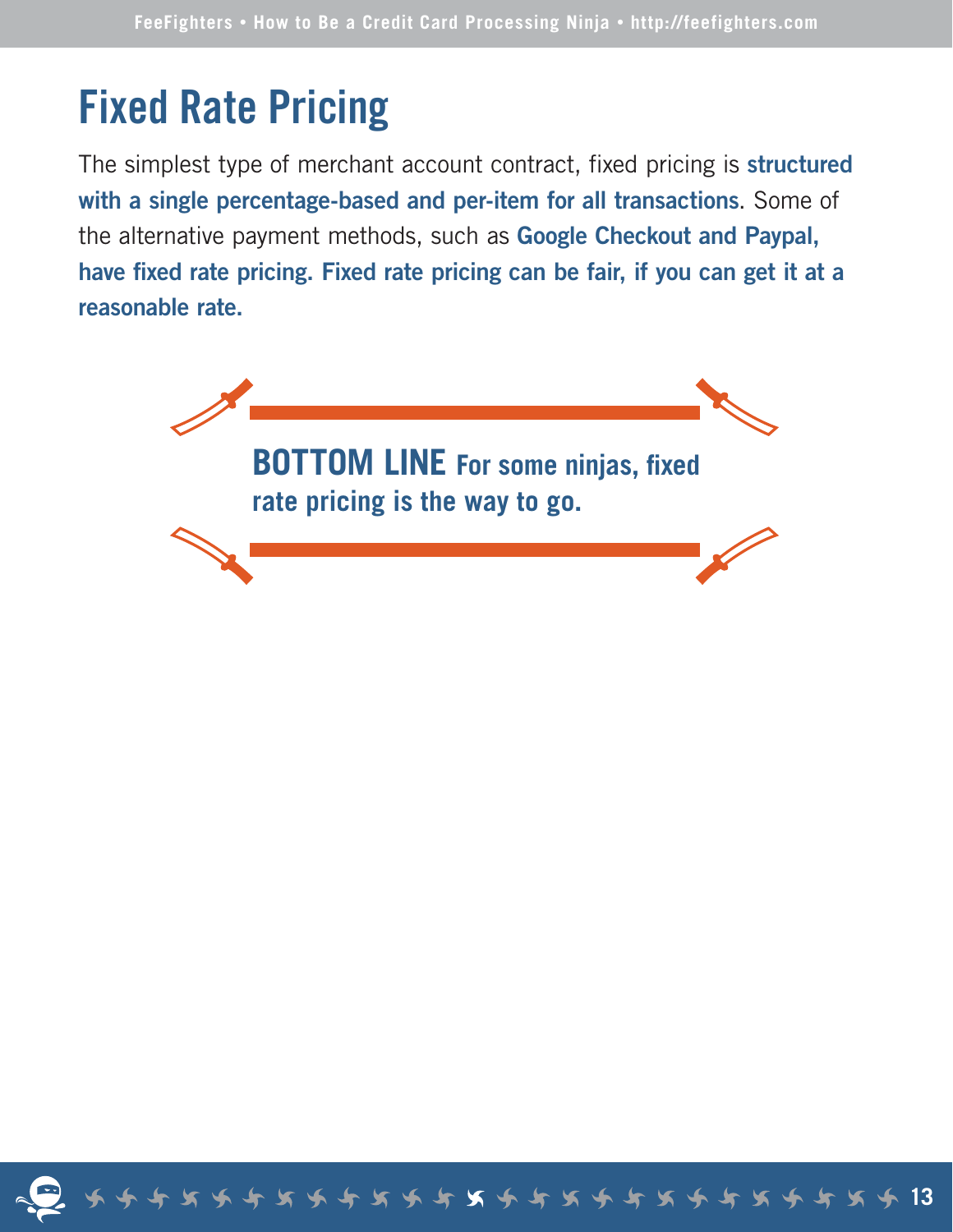# Fixed Rate Pricing

The simplest type of merchant account contract, fixed pricing is **structured with a single percentage-based and per-item for all transactions**. Some of the alternative payment methods, such as **Google Checkout and Paypal, have fixed rate pricing. Fixed rate pricing can be fair, if you can get it at a reasonable rate.**

**BOTTOM LINE For some ninjas, fixed rate pricing is the way to go.**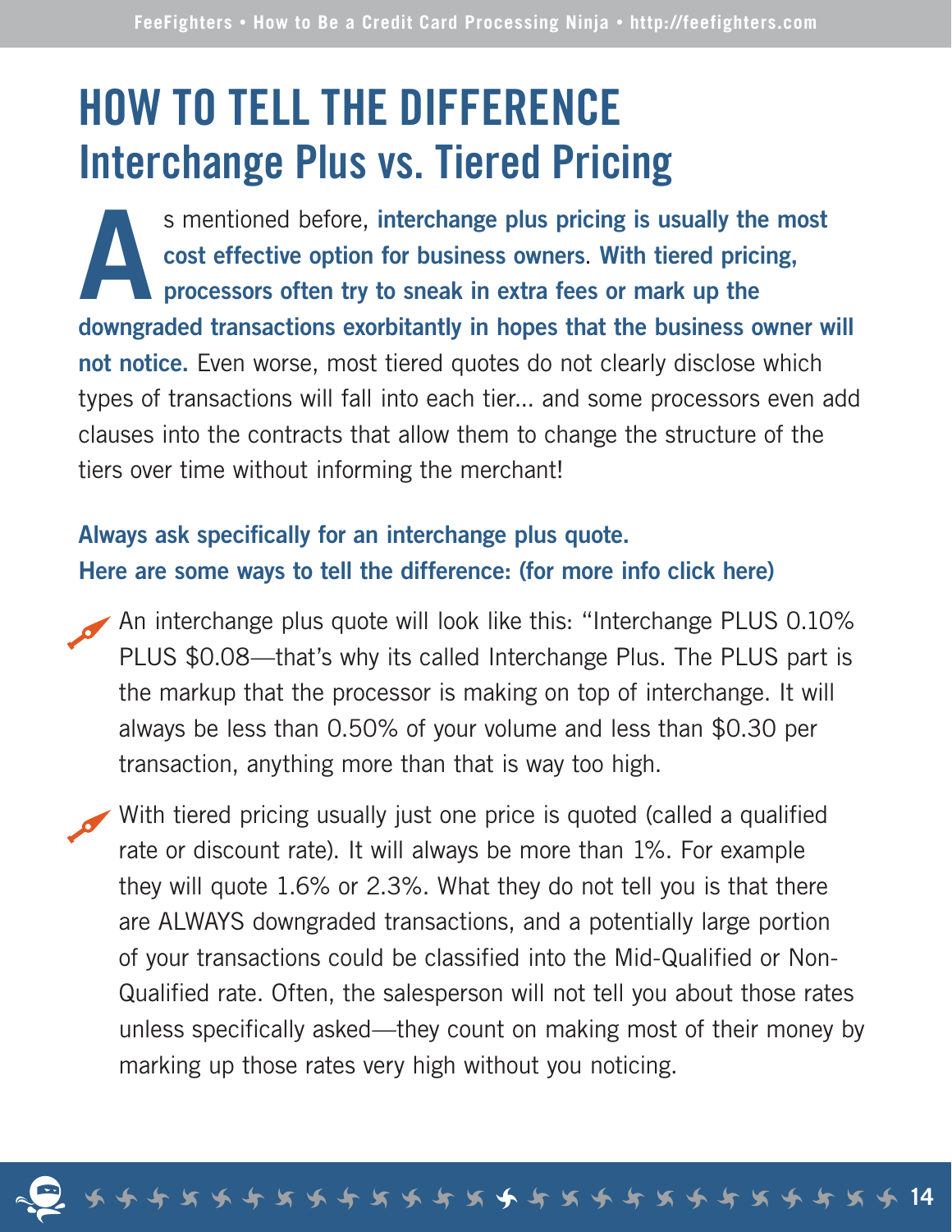# HOW TO TELL THE DIFFERENCE
## Interchange Plus vs. Tiered Pricing

As mentioned before, **interchange plus pricing is usually the most cost effective option for business owners**. **With tiered pricing, processors often try to sneak in extra fees or mark up the downgraded transactions exorbitantly in hopes that the business owner will not notice.** Even worse, most tiered quotes do not clearly disclose which types of transactions will fall into each tier... and some processors even add clauses into the contracts that allow them to change the structure of the tiers over time without informing the merchant!

**Always ask specifically for an interchange plus quote.**
**Here are some ways to tell the difference: (for more info click here)**

- An interchange plus quote will look like this: "Interchange PLUS 0.10% PLUS $0.08—that's why its called Interchange Plus. The PLUS part is the markup that the processor is making on top of interchange. It will always be less than 0.50% of your volume and less than $0.30 per transaction, anything more than that is way too high.

- With tiered pricing usually just one price is quoted (called a qualified rate or discount rate). It will always be more than 1%. For example they will quote 1.6% or 2.3%. What they do not tell you is that there are ALWAYS downgraded transactions, and a potentially large portion of your transactions could be classified into the Mid-Qualified or Non-Qualified rate. Often, the salesperson will not tell you about those rates unless specifically asked—they count on making most of their money by marking up those rates very high without you noticing.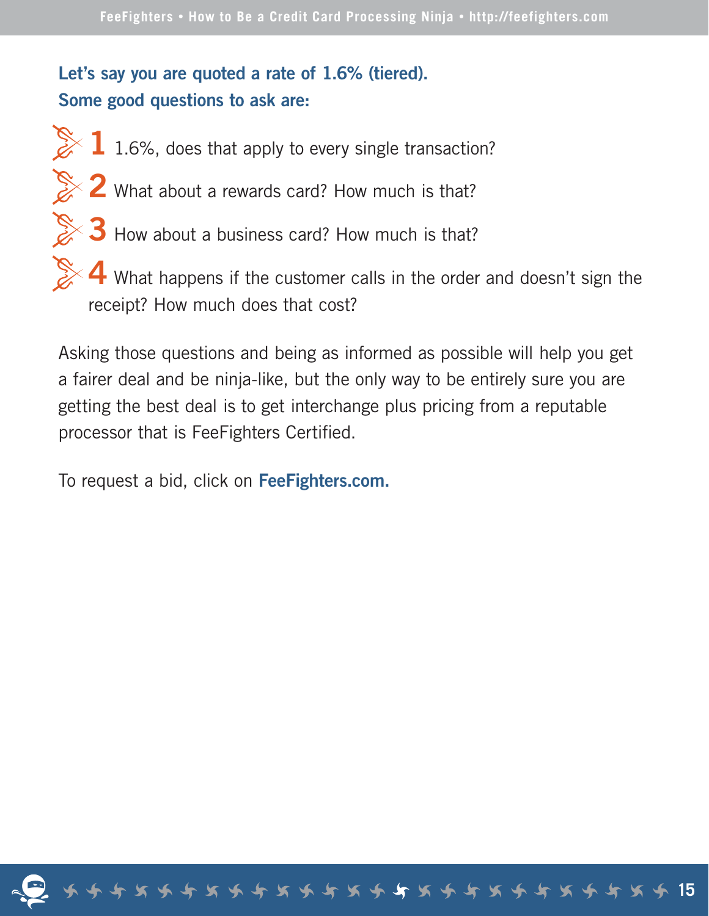**Let's say you are quoted a rate of 1.6% (tiered). Some good questions to ask are:**

1. 1.6%, does that apply to every single transaction?
2. What about a rewards card? How much is that?
3. How about a business card? How much is that?
4. What happens if the customer calls in the order and doesn't sign the receipt? How much does that cost?

Asking those questions and being as informed as possible will help you get a fairer deal and be ninja-like, but the only way to be entirely sure you are getting the best deal is to get interchange plus pricing from a reputable processor that is FeeFighters Certified.

To request a bid, click on **FeeFighters.com.**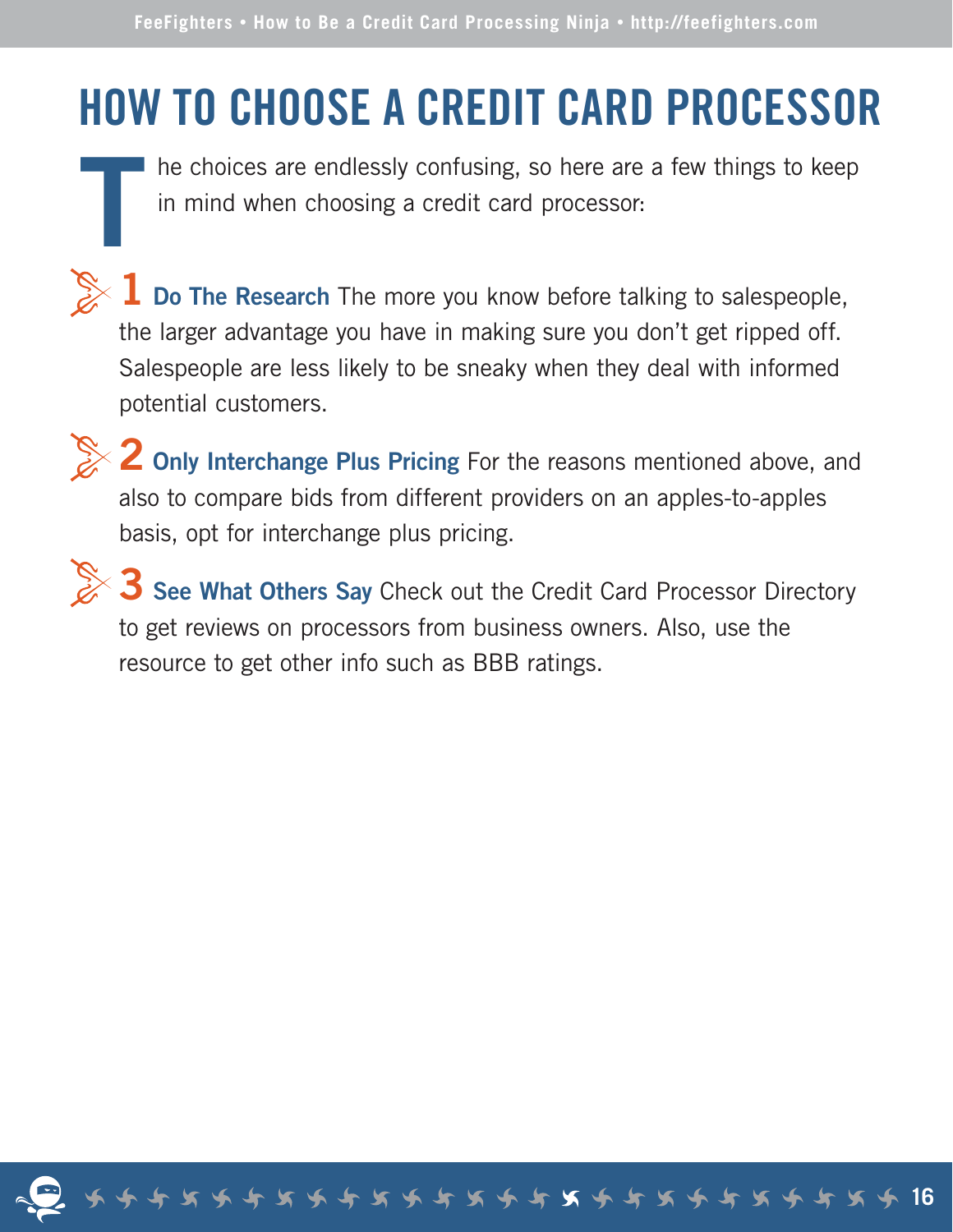# HOW TO CHOOSE A CREDIT CARD PROCESSOR

The choices are endlessly confusing, so here are a few things to keep in mind when choosing a credit card processor:

**1 Do The Research** The more you know before talking to salespeople, the larger advantage you have in making sure you don't get ripped off. Salespeople are less likely to be sneaky when they deal with informed potential customers.

**2 Only Interchange Plus Pricing** For the reasons mentioned above, and also to compare bids from different providers on an apples-to-apples basis, opt for interchange plus pricing.

**3 See What Others Say** Check out the Credit Card Processor Directory to get reviews on processors from business owners. Also, use the resource to get other info such as BBB ratings.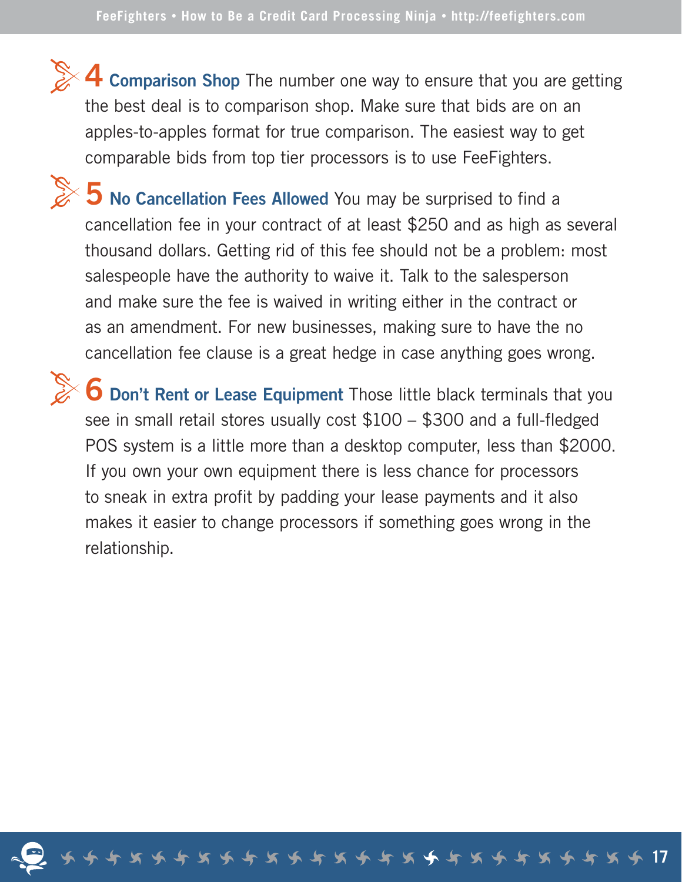**4 Comparison Shop** The number one way to ensure that you are getting the best deal is to comparison shop. Make sure that bids are on an apples-to-apples format for true comparison. The easiest way to get comparable bids from top tier processors is to use FeeFighters.

**5 No Cancellation Fees Allowed** You may be surprised to find a cancellation fee in your contract of at least $250 and as high as several thousand dollars. Getting rid of this fee should not be a problem: most salespeople have the authority to waive it. Talk to the salesperson and make sure the fee is waived in writing either in the contract or as an amendment. For new businesses, making sure to have the no cancellation fee clause is a great hedge in case anything goes wrong.

**6 Don't Rent or Lease Equipment** Those little black terminals that you see in small retail stores usually cost $100 – $300 and a full-fledged POS system is a little more than a desktop computer, less than $2000. If you own your own equipment there is less chance for processors to sneak in extra profit by padding your lease payments and it also makes it easier to change processors if something goes wrong in the relationship.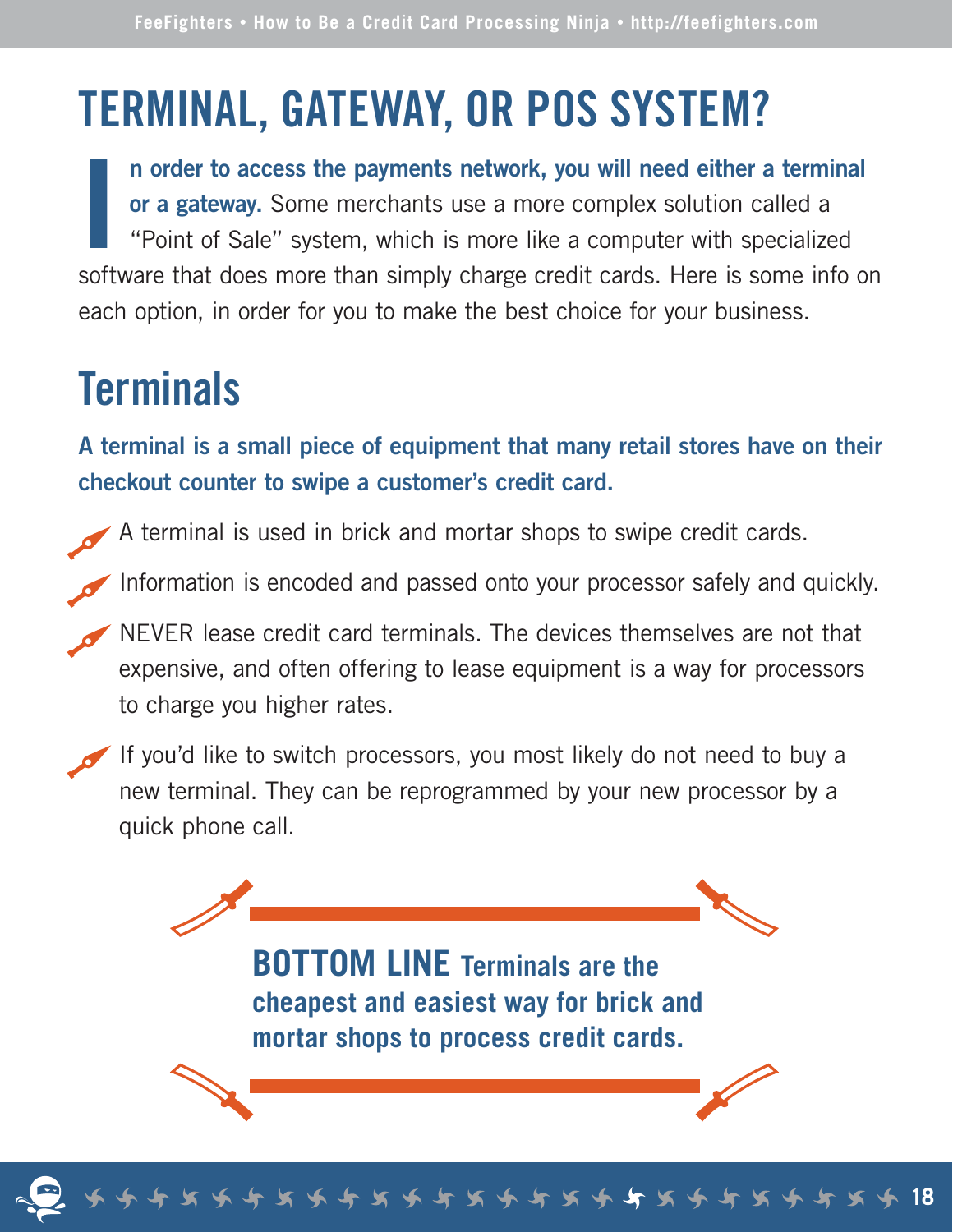# TERMINAL, GATEWAY, OR POS SYSTEM?

**In order to access the payments network, you will need either a terminal or a gateway.** Some merchants use a more complex solution called a "Point of Sale" system, which is more like a computer with specialized software that does more than simply charge credit cards. Here is some info on each option, in order for you to make the best choice for your business.

## Terminals

**A terminal is a small piece of equipment that many retail stores have on their checkout counter to swipe a customer's credit card.**

- A terminal is used in brick and mortar shops to swipe credit cards.
- Information is encoded and passed onto your processor safely and quickly.
- NEVER lease credit card terminals. The devices themselves are not that expensive, and often offering to lease equipment is a way for processors to charge you higher rates.
- If you'd like to switch processors, you most likely do not need to buy a new terminal. They can be reprogrammed by your new processor by a quick phone call.

**BOTTOM LINE Terminals are the cheapest and easiest way for brick and mortar shops to process credit cards.**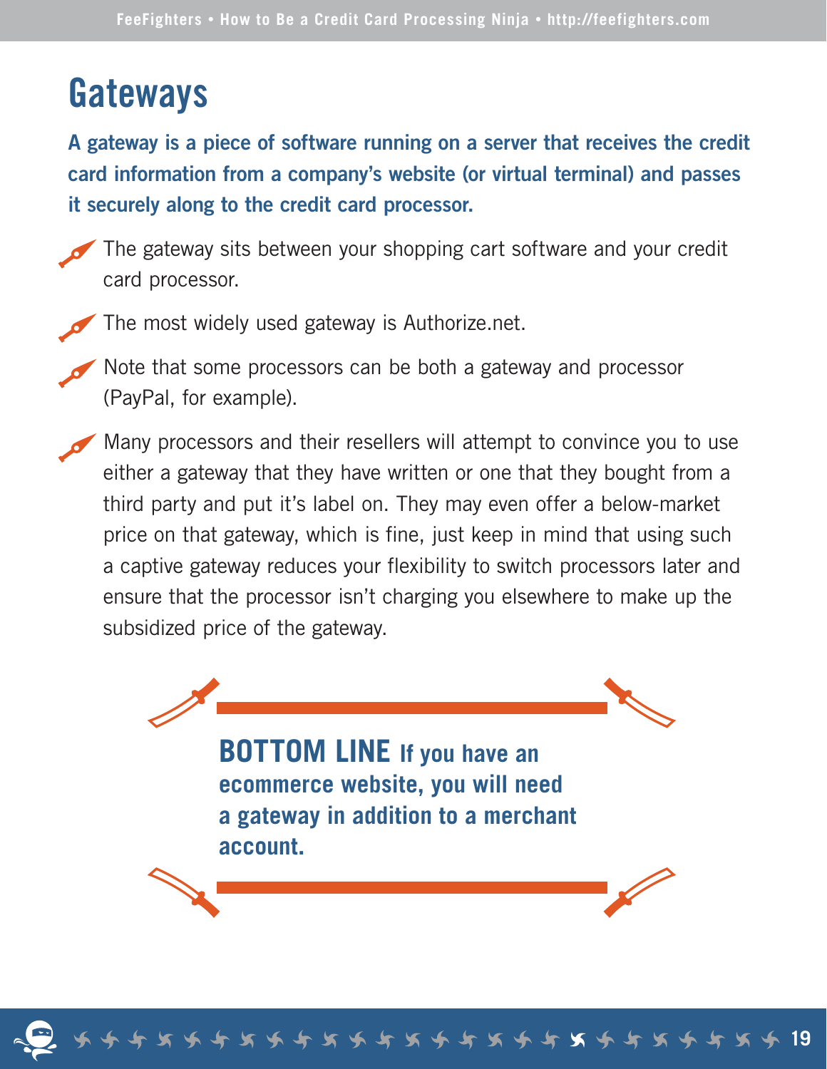# Gateways

**A gateway is a piece of software running on a server that receives the credit card information from a company's website (or virtual terminal) and passes it securely along to the credit card processor.**

- The gateway sits between your shopping cart software and your credit card processor.
- The most widely used gateway is Authorize.net.
- Note that some processors can be both a gateway and processor (PayPal, for example).
- Many processors and their resellers will attempt to convince you to use either a gateway that they have written or one that they bought from a third party and put it's label on. They may even offer a below-market price on that gateway, which is fine, just keep in mind that using such a captive gateway reduces your flexibility to switch processors later and ensure that the processor isn't charging you elsewhere to make up the subsidized price of the gateway.

**BOTTOM LINE If you have an ecommerce website, you will need a gateway in addition to a merchant account.**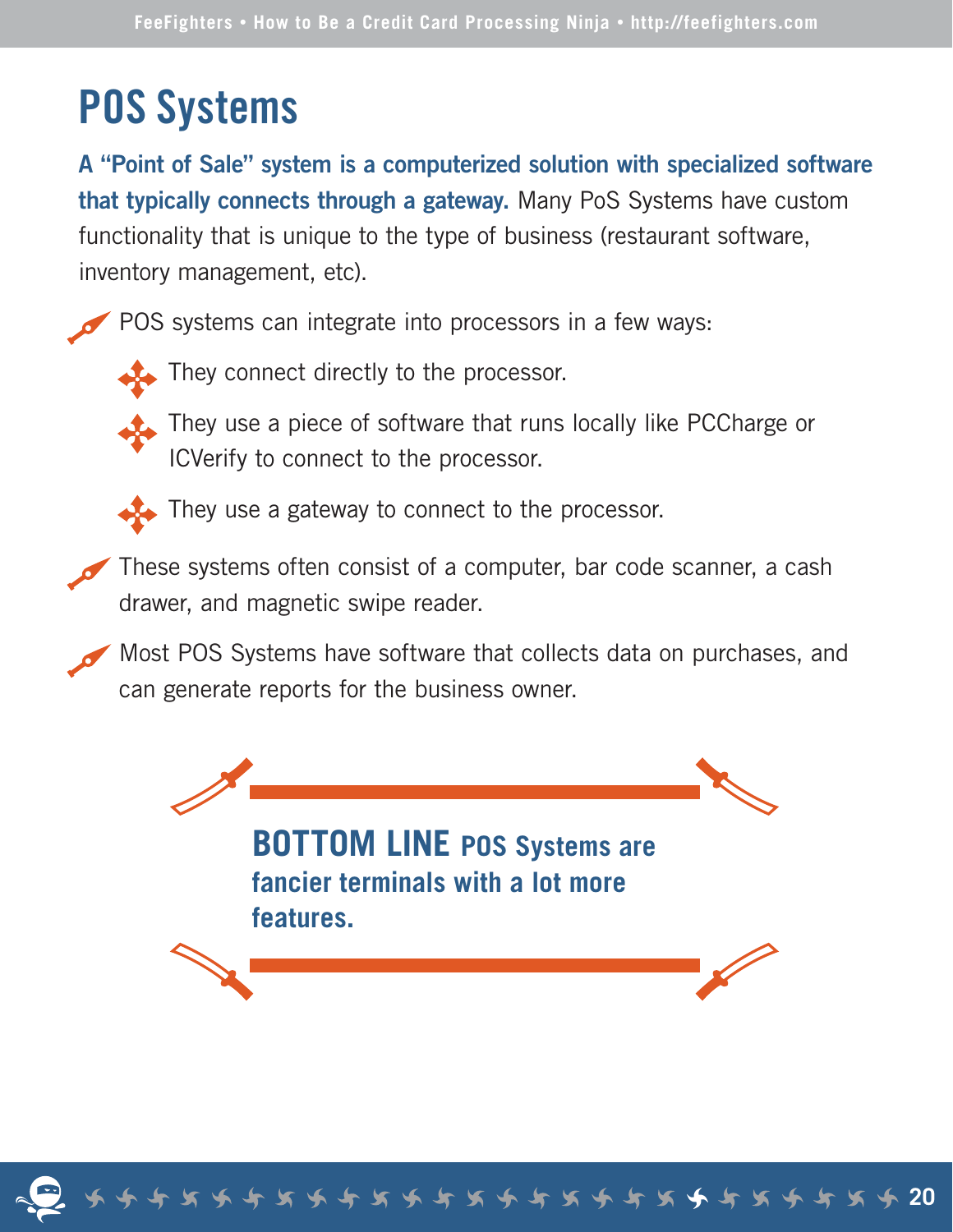# POS Systems

**A "Point of Sale" system is a computerized solution with specialized software that typically connects through a gateway.** Many PoS Systems have custom functionality that is unique to the type of business (restaurant software, inventory management, etc).

- POS systems can integrate into processors in a few ways:
  - They connect directly to the processor.
  - They use a piece of software that runs locally like PCCharge or ICVerify to connect to the processor.
  - They use a gateway to connect to the processor.
- These systems often consist of a computer, bar code scanner, a cash drawer, and magnetic swipe reader.
- Most POS Systems have software that collects data on purchases, and can generate reports for the business owner.

**BOTTOM LINE POS Systems are fancier terminals with a lot more features.**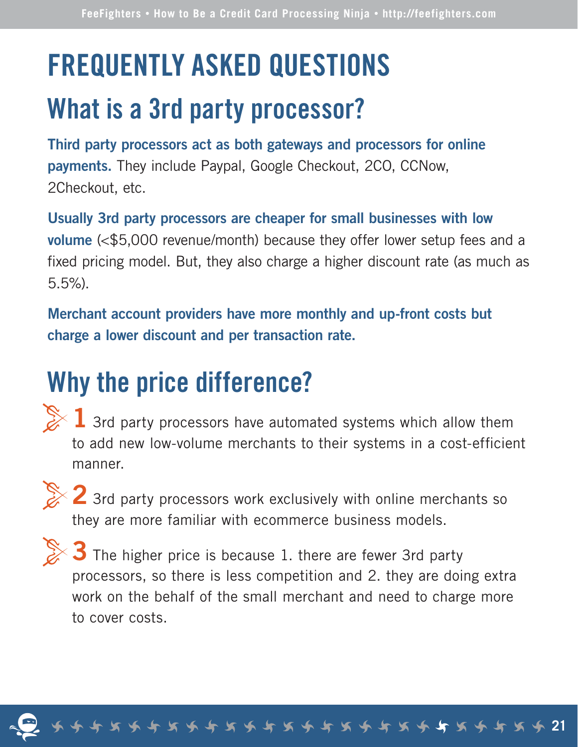# FREQUENTLY ASKED QUESTIONS

## What is a 3rd party processor?

**Third party processors act as both gateways and processors for online payments.** They include Paypal, Google Checkout, 2CO, CCNow, 2Checkout, etc.

**Usually 3rd party processors are cheaper for small businesses with low volume** (<$5,000 revenue/month) because they offer lower setup fees and a fixed pricing model. But, they also charge a higher discount rate (as much as 5.5%).

**Merchant account providers have more monthly and up-front costs but charge a lower discount and per transaction rate.**

## Why the price difference?

**1** 3rd party processors have automated systems which allow them to add new low-volume merchants to their systems in a cost-efficient manner.

**2** 3rd party processors work exclusively with online merchants so they are more familiar with ecommerce business models.

**3** The higher price is because 1. there are fewer 3rd party processors, so there is less competition and 2. they are doing extra work on the behalf of the small merchant and need to charge more to cover costs.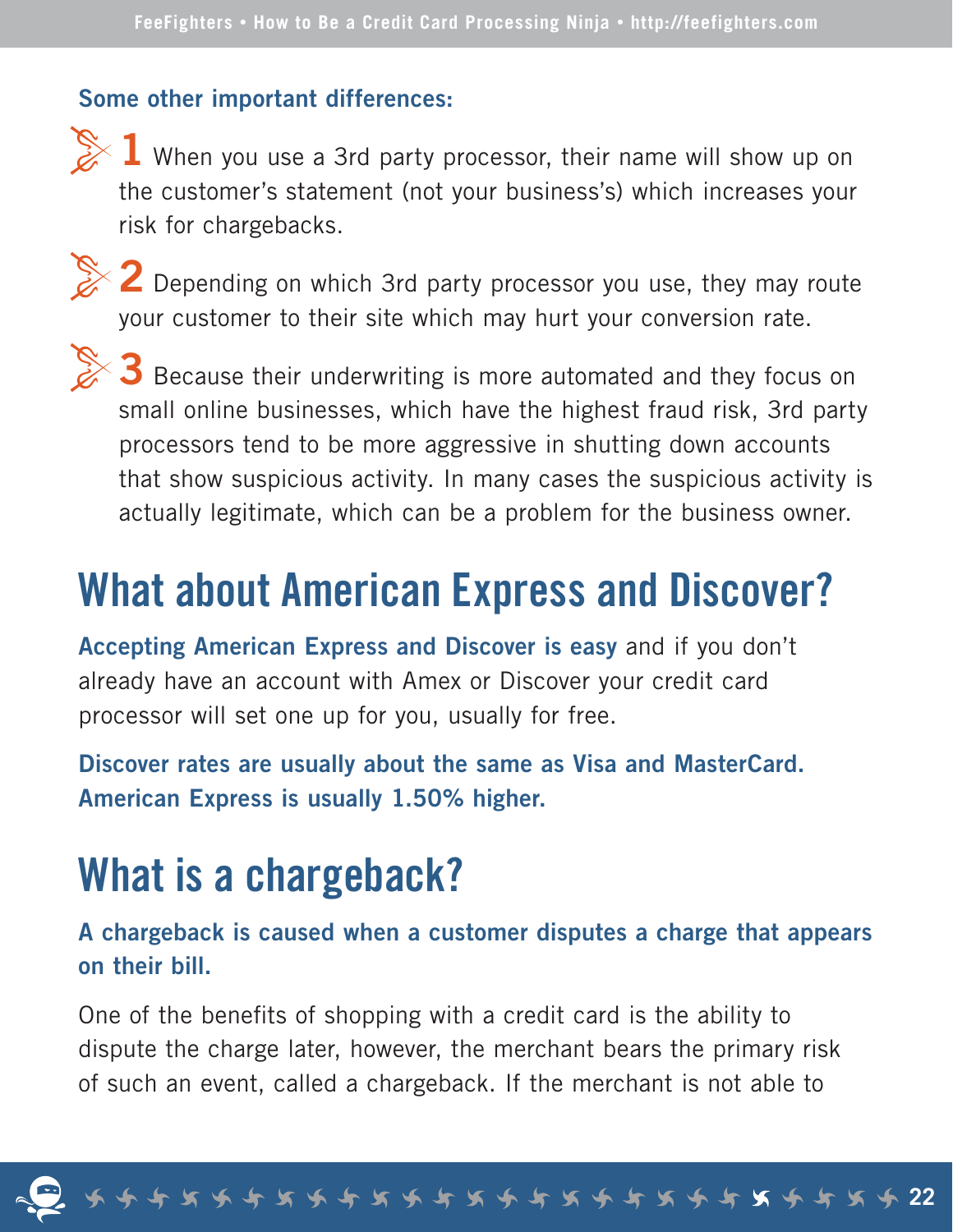**Some other important differences:**

1. When you use a 3rd party processor, their name will show up on the customer's statement (not your business's) which increases your risk for chargebacks.
2. Depending on which 3rd party processor you use, they may route your customer to their site which may hurt your conversion rate.
3. Because their underwriting is more automated and they focus on small online businesses, which have the highest fraud risk, 3rd party processors tend to be more aggressive in shutting down accounts that show suspicious activity. In many cases the suspicious activity is actually legitimate, which can be a problem for the business owner.

# What about American Express and Discover?

**Accepting American Express and Discover is easy** and if you don't already have an account with Amex or Discover your credit card processor will set one up for you, usually for free.

**Discover rates are usually about the same as Visa and MasterCard. American Express is usually 1.50% higher.**

# What is a chargeback?

**A chargeback is caused when a customer disputes a charge that appears on their bill.**

One of the benefits of shopping with a credit card is the ability to dispute the charge later, however, the merchant bears the primary risk of such an event, called a chargeback. If the merchant is not able to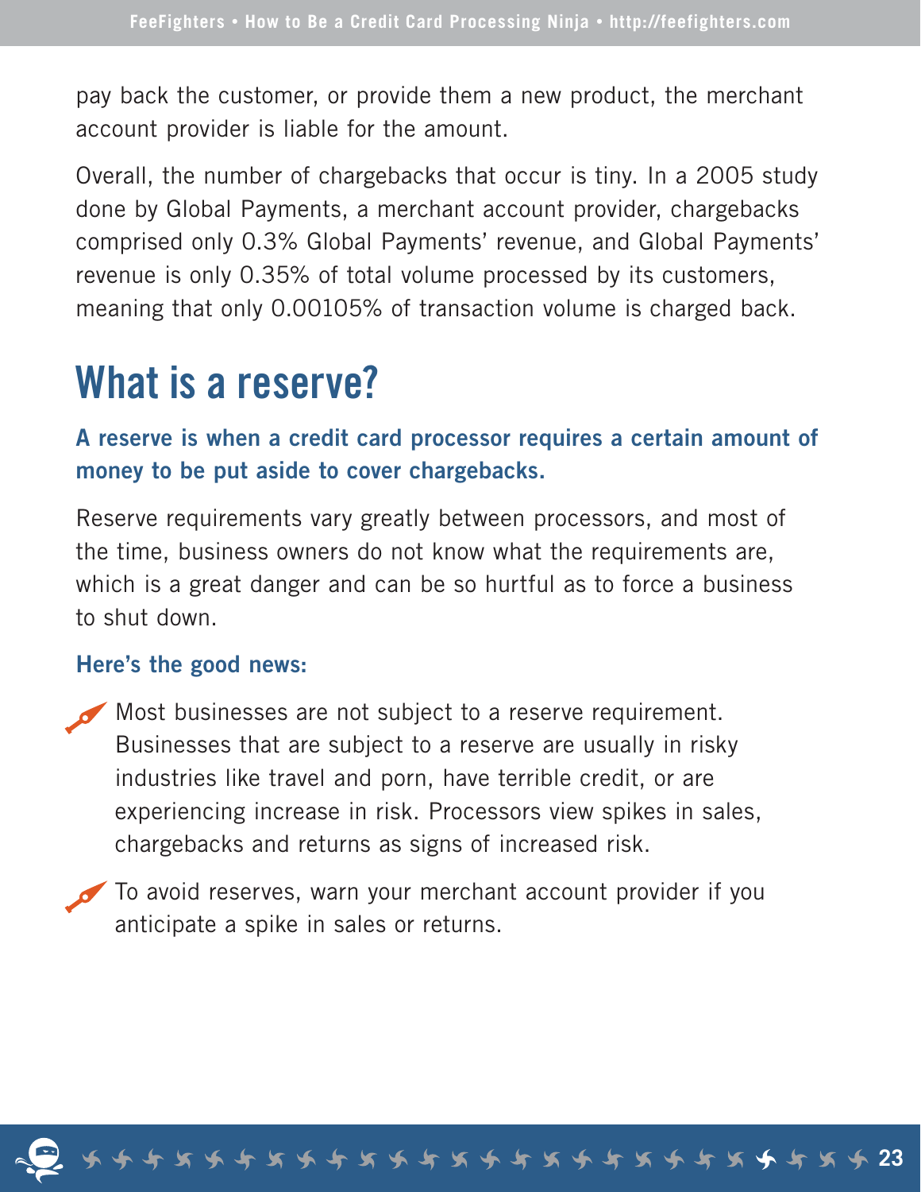pay back the customer, or provide them a new product, the merchant account provider is liable for the amount.

Overall, the number of chargebacks that occur is tiny. In a 2005 study done by Global Payments, a merchant account provider, chargebacks comprised only 0.3% Global Payments' revenue, and Global Payments' revenue is only 0.35% of total volume processed by its customers, meaning that only 0.00105% of transaction volume is charged back.

# What is a reserve?

### A reserve is when a credit card processor requires a certain amount of money to be put aside to cover chargebacks.

Reserve requirements vary greatly between processors, and most of the time, business owners do not know what the requirements are, which is a great danger and can be so hurtful as to force a business to shut down.

#### Here's the good news:

- Most businesses are not subject to a reserve requirement. Businesses that are subject to a reserve are usually in risky industries like travel and porn, have terrible credit, or are experiencing increase in risk. Processors view spikes in sales, chargebacks and returns as signs of increased risk.
- To avoid reserves, warn your merchant account provider if you anticipate a spike in sales or returns.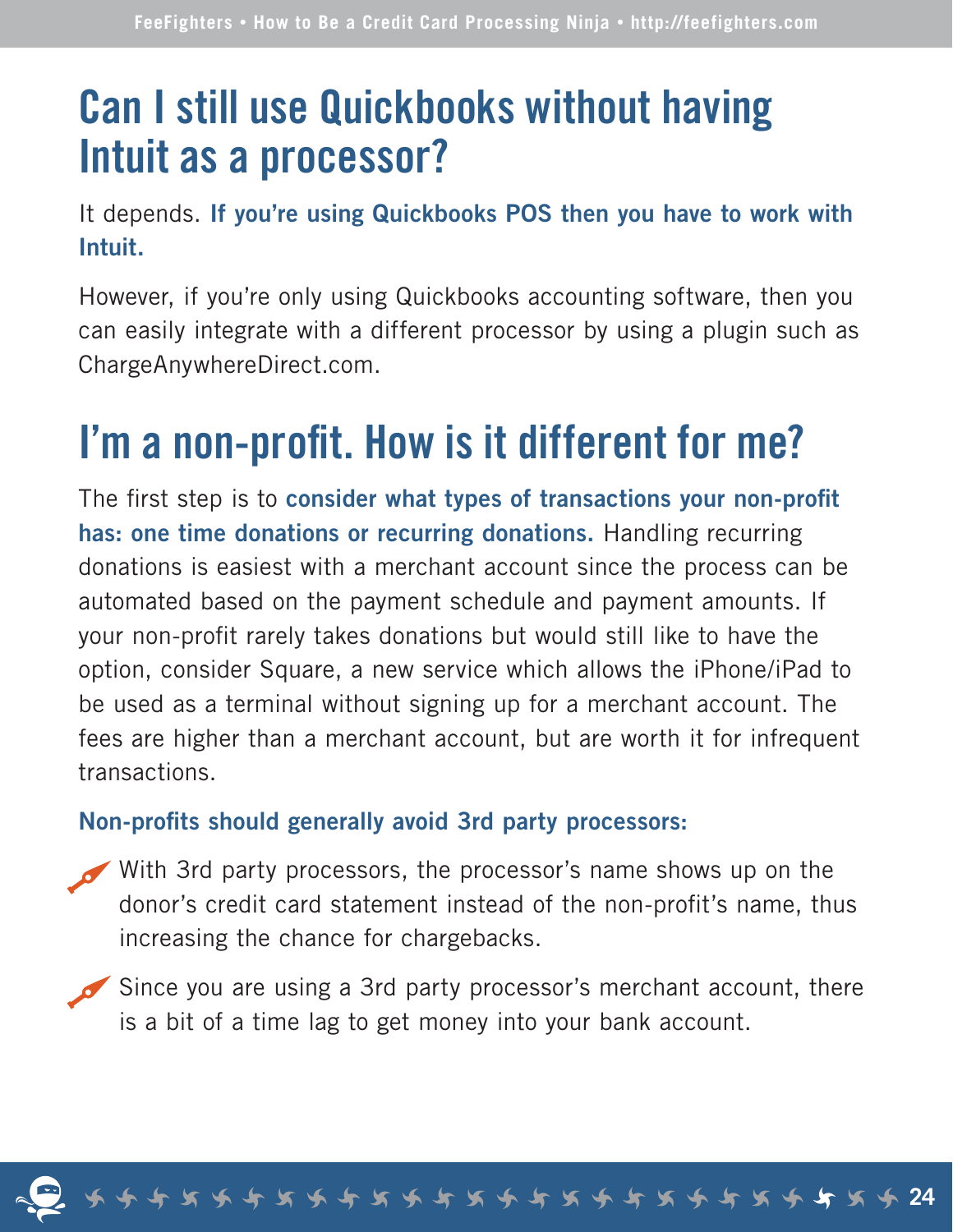# Can I still use Quickbooks without having Intuit as a processor?

It depends. **If you're using Quickbooks POS then you have to work with Intuit.**

However, if you're only using Quickbooks accounting software, then you can easily integrate with a different processor by using a plugin such as ChargeAnywhereDirect.com.

# I'm a non-profit. How is it different for me?

The first step is to **consider what types of transactions your non-profit has: one time donations or recurring donations.** Handling recurring donations is easiest with a merchant account since the process can be automated based on the payment schedule and payment amounts. If your non-profit rarely takes donations but would still like to have the option, consider Square, a new service which allows the iPhone/iPad to be used as a terminal without signing up for a merchant account. The fees are higher than a merchant account, but are worth it for infrequent transactions.

**Non-profits should generally avoid 3rd party processors:**

- With 3rd party processors, the processor's name shows up on the donor's credit card statement instead of the non-profit's name, thus increasing the chance for chargebacks.
- Since you are using a 3rd party processor's merchant account, there is a bit of a time lag to get money into your bank account.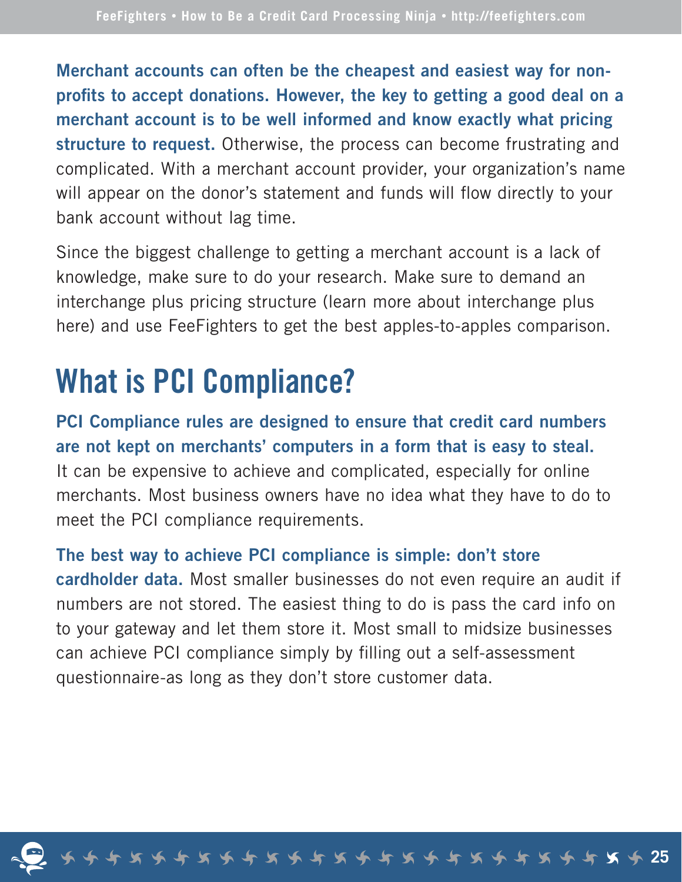**Merchant accounts can often be the cheapest and easiest way for non-profits to accept donations. However, the key to getting a good deal on a merchant account is to be well informed and know exactly what pricing structure to request.** Otherwise, the process can become frustrating and complicated. With a merchant account provider, your organization's name will appear on the donor's statement and funds will flow directly to your bank account without lag time.

Since the biggest challenge to getting a merchant account is a lack of knowledge, make sure to do your research. Make sure to demand an interchange plus pricing structure (learn more about interchange plus here) and use FeeFighters to get the best apples-to-apples comparison.

# What is PCI Compliance?

**PCI Compliance rules are designed to ensure that credit card numbers are not kept on merchants' computers in a form that is easy to steal.** It can be expensive to achieve and complicated, especially for online merchants. Most business owners have no idea what they have to do to meet the PCI compliance requirements.

**The best way to achieve PCI compliance is simple: don't store cardholder data.** Most smaller businesses do not even require an audit if numbers are not stored. The easiest thing to do is pass the card info on to your gateway and let them store it. Most small to midsize businesses can achieve PCI compliance simply by filling out a self-assessment questionnaire-as long as they don't store customer data.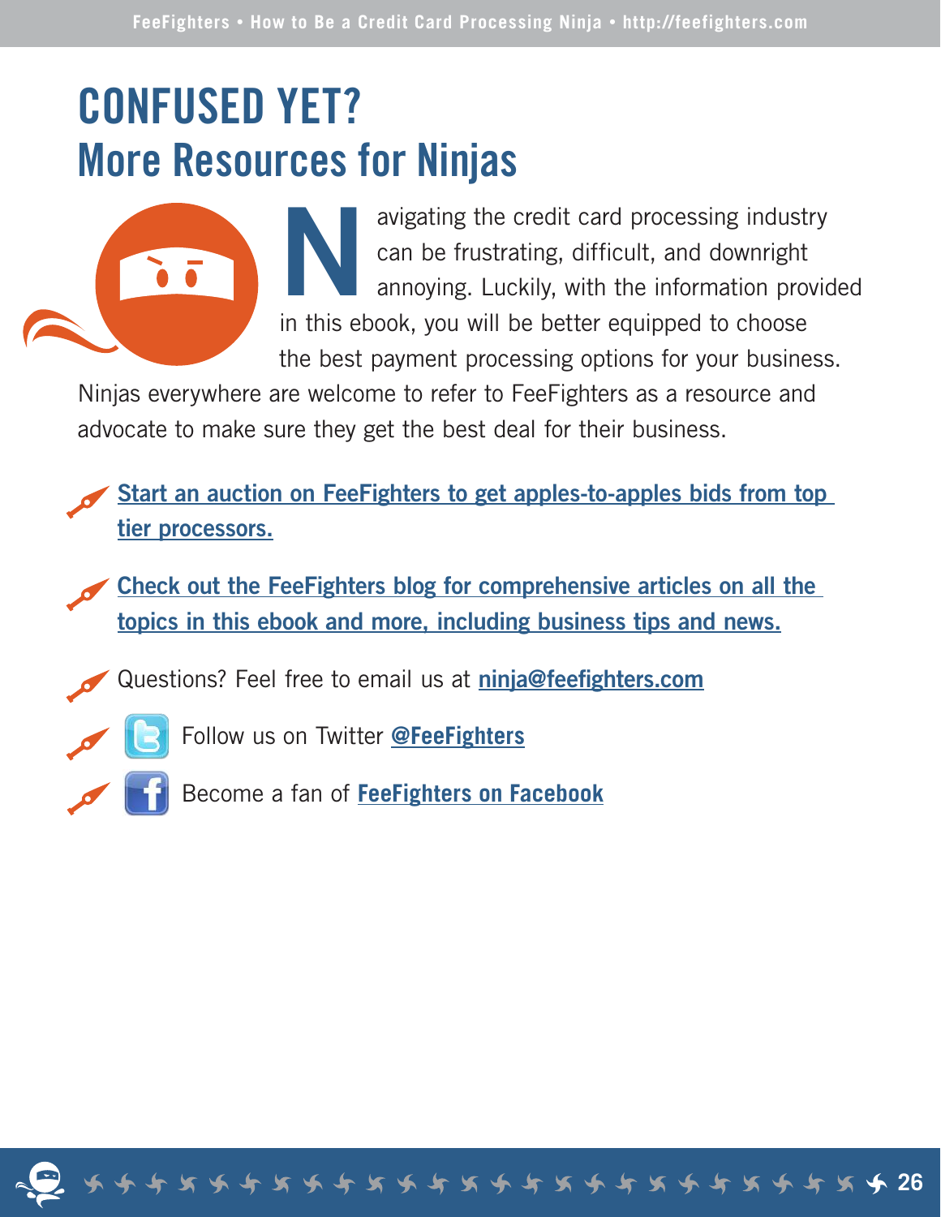# CONFUSED YET?
## More Resources for Ninjas

Navigating the credit card processing industry can be frustrating, difficult, and downright annoying. Luckily, with the information provided in this ebook, you will be better equipped to choose the best payment processing options for your business. Ninjas everywhere are welcome to refer to FeeFighters as a resource and advocate to make sure they get the best deal for their business.

- **Start an auction on FeeFighters to get apples-to-apples bids from top tier processors.**
- **Check out the FeeFighters blog for comprehensive articles on all the topics in this ebook and more, including business tips and news.**
- Questions? Feel free to email us at **ninja@feefighters.com**
- Follow us on Twitter **@FeeFighters**
- Become a fan of **FeeFighters on Facebook**